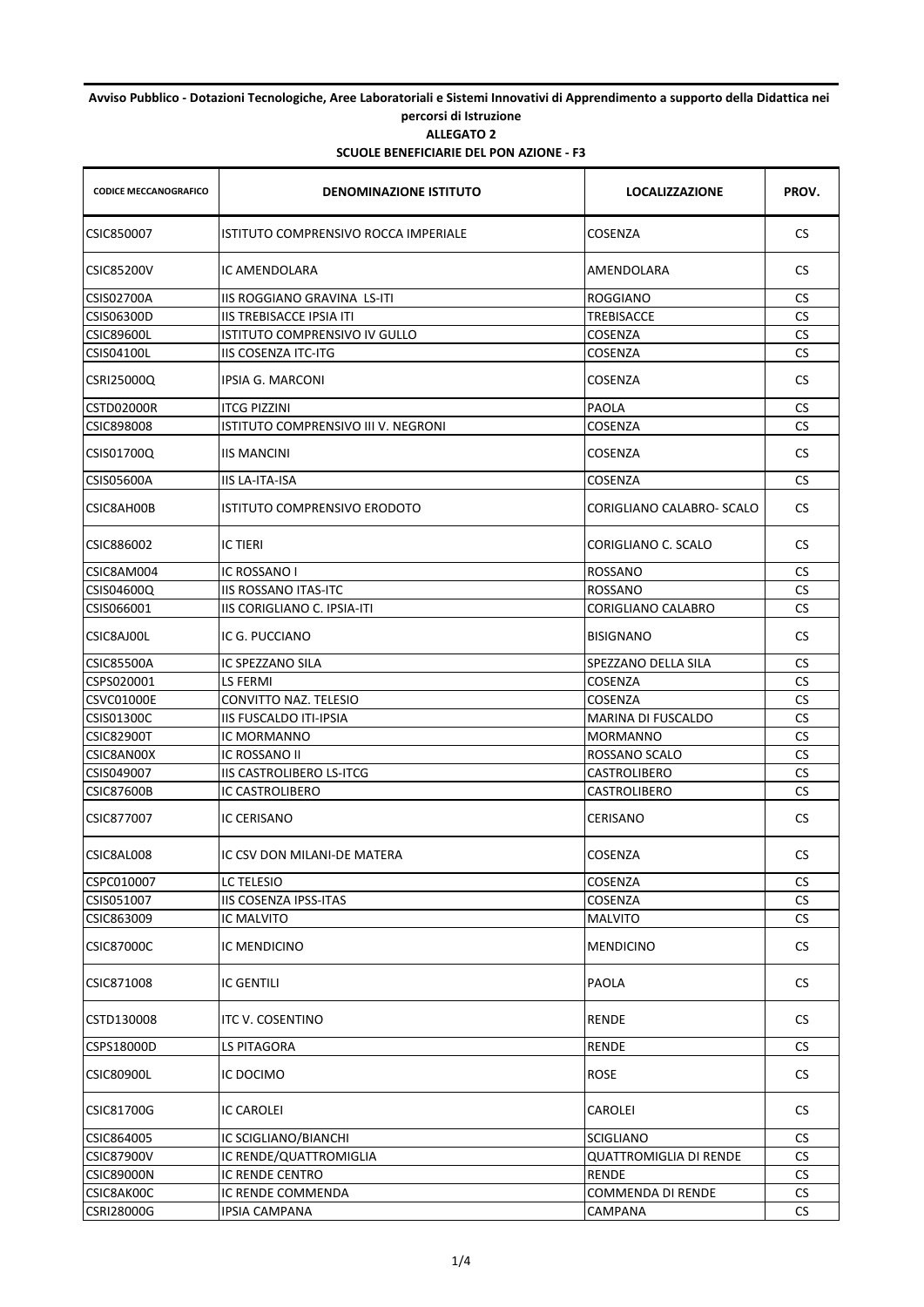**Avviso Pubblico - Dotazioni Tecnologiche, Aree Laboratoriali e Sistemi Innovativi di Apprendimento a supporto della Didattica nei percorsi di Istruzione**

**ALLEGATO 2**

**SCUOLE BENEFICIARIE DEL PON AZIONE - F3**

| CODICE MECCANOGRAFICO | DENOMINAZIONE ISTITUTO | LOCALIZZAZIONE | PROV. |
|---|---|---|---|
| CSIC850007 | ISTITUTO COMPRENSIVO ROCCA IMPERIALE | COSENZA | CS |
| CSIC85200V | IC AMENDOLARA | AMENDOLARA | CS |
| CSIS02700A | IIS ROGGIANO GRAVINA LS-ITI | ROGGIANO | CS |
| CSIS06300D | IIS TREBISACCE IPSIA ITI | TREBISACCE | CS |
| CSIC89600L | ISTITUTO COMPRENSIVO IV GULLO | COSENZA | CS |
| CSIS04100L | IIS COSENZA ITC-ITG | COSENZA | CS |
| CSRI25000Q | IPSIA G. MARCONI | COSENZA | CS |
| CSTD02000R | ITCG PIZZINI | PAOLA | CS |
| CSIC898008 | ISTITUTO COMPRENSIVO III V. NEGRONI | COSENZA | CS |
| CSIS01700Q | IIS MANCINI | COSENZA | CS |
| CSIS05600A | IIS LA-ITA-ISA | COSENZA | CS |
| CSIC8AH00B | ISTITUTO COMPRENSIVO ERODOTO | CORIGLIANO CALABRO- SCALO | CS |
| CSIC886002 | IC TIERI | CORIGLIANO C. SCALO | CS |
| CSIC8AM004 | IC ROSSANO I | ROSSANO | CS |
| CSIS04600Q | IIS ROSSANO ITAS-ITC | ROSSANO | CS |
| CSIS066001 | IIS CORIGLIANO C. IPSIA-ITI | CORIGLIANO CALABRO | CS |
| CSIC8AJ00L | IC G. PUCCIANO | BISIGNANO | CS |
| CSIC85500A | IC SPEZZANO SILA | SPEZZANO DELLA SILA | CS |
| CSPS020001 | LS FERMI | COSENZA | CS |
| CSVC01000E | CONVITTO NAZ. TELESIO | COSENZA | CS |
| CSIS01300C | IIS FUSCALDO ITI-IPSIA | MARINA DI FUSCALDO | CS |
| CSIC82900T | IC MORMANNO | MORMANNO | CS |
| CSIC8AN00X | IC ROSSANO II | ROSSANO SCALO | CS |
| CSIS049007 | IIS CASTROLIBERO LS-ITCG | CASTROLIBERO | CS |
| CSIC87600B | IC CASTROLIBERO | CASTROLIBERO | CS |
| CSIC877007 | IC CERISANO | CERISANO | CS |
| CSIC8AL008 | IC CSV DON MILANI-DE MATERA | COSENZA | CS |
| CSPC010007 | LC TELESIO | COSENZA | CS |
| CSIS051007 | IIS COSENZA IPSS-ITAS | COSENZA | CS |
| CSIC863009 | IC MALVITO | MALVITO | CS |
| CSIC87000C | IC MENDICINO | MENDICINO | CS |
| CSIC871008 | IC GENTILI | PAOLA | CS |
| CSTD130008 | ITC V. COSENTINO | RENDE | CS |
| CSPS18000D | LS PITAGORA | RENDE | CS |
| CSIC80900L | IC DOCIMO | ROSE | CS |
| CSIC81700G | IC CAROLEI | CAROLEI | CS |
| CSIC864005 | IC SCIGLIANO/BIANCHI | SCIGLIANO | CS |
| CSIC87900V | IC RENDE/QUATTROMIGLIA | QUATTROMIGLIA DI RENDE | CS |
| CSIC89000N | IC RENDE CENTRO | RENDE | CS |
| CSIC8AK00C | IC RENDE COMMENDA | COMMENDA DI RENDE | CS |
| CSRI28000G | IPSIA CAMPANA | CAMPANA | CS |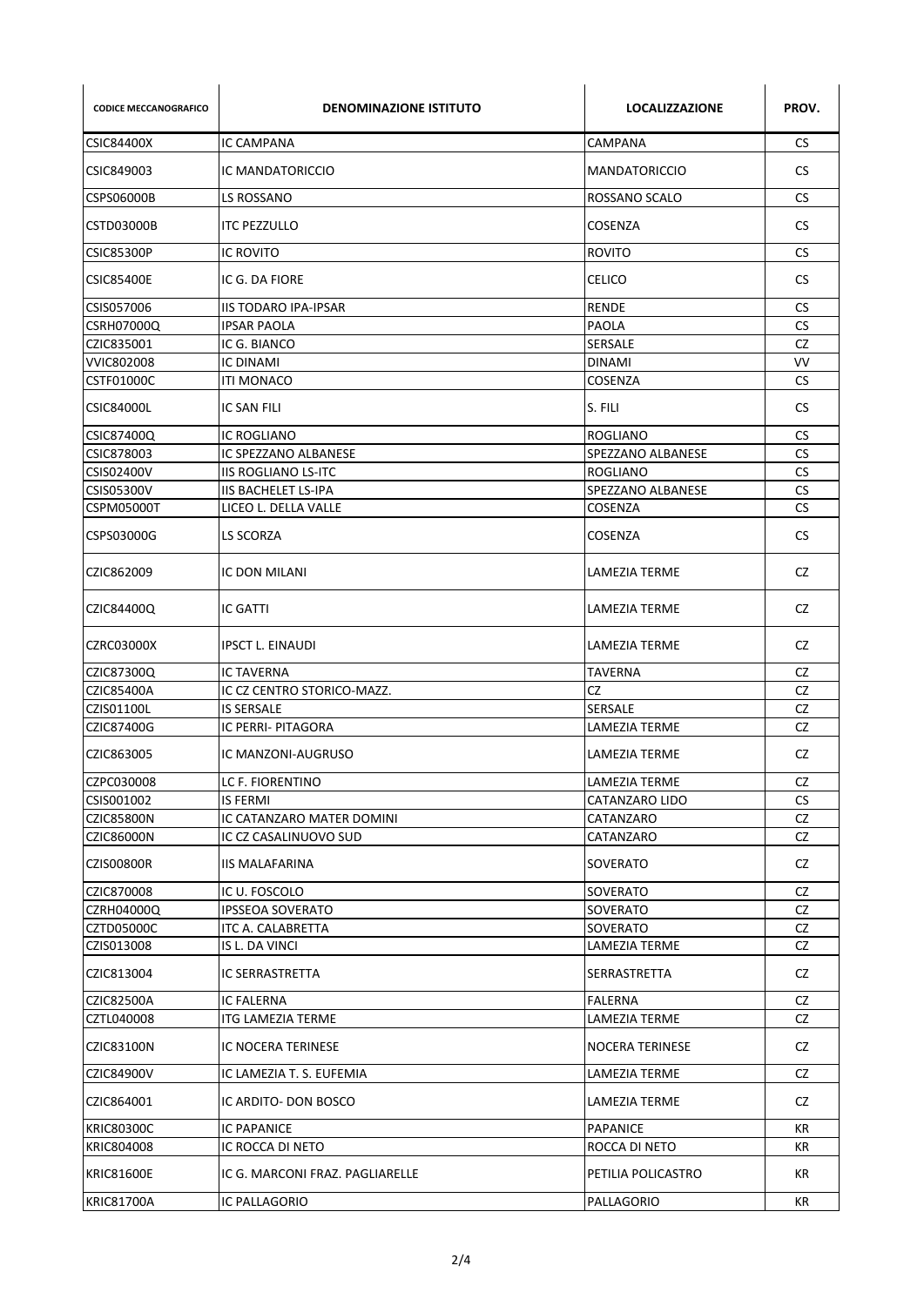| CODICE MECCANOGRAFICO | DENOMINAZIONE ISTITUTO | LOCALIZZAZIONE | PROV. |
|---|---|---|---|
| CSIC84400X | IC CAMPANA | CAMPANA | CS |
| CSIC849003 | IC MANDATORICCIO | MANDATORICCIO | CS |
| CSPS06000B | LS ROSSANO | ROSSANO SCALO | CS |
| CSTD03000B | ITC PEZZULLO | COSENZA | CS |
| CSIC85300P | IC ROVITO | ROVITO | CS |
| CSIC85400E | IC G. DA FIORE | CELICO | CS |
| CSIS057006 | IIS TODARO IPA-IPSAR | RENDE | CS |
| CSRH07000Q | IPSAR PAOLA | PAOLA | CS |
| CZIC835001 | IC G. BIANCO | SERSALE | CZ |
| VVIC802008 | IC DINAMI | DINAMI | VV |
| CSTF01000C | ITI MONACO | COSENZA | CS |
| CSIC84000L | IC SAN FILI | S. FILI | CS |
| CSIC87400Q | IC ROGLIANO | ROGLIANO | CS |
| CSIC878003 | IC SPEZZANO ALBANESE | SPEZZANO ALBANESE | CS |
| CSIS02400V | IIS ROGLIANO LS-ITC | ROGLIANO | CS |
| CSIS05300V | IIS BACHELET LS-IPA | SPEZZANO ALBANESE | CS |
| CSPM05000T | LICEO L. DELLA VALLE | COSENZA | CS |
| CSPS03000G | LS SCORZA | COSENZA | CS |
| CZIC862009 | IC DON MILANI | LAMEZIA TERME | CZ |
| CZIC84400Q | IC GATTI | LAMEZIA TERME | CZ |
| CZRC03000X | IPSCT L. EINAUDI | LAMEZIA TERME | CZ |
| CZIC87300Q | IC TAVERNA | TAVERNA | CZ |
| CZIC85400A | IC CZ CENTRO STORICO-MAZZ. | CZ | CZ |
| CZIS01100L | IS SERSALE | SERSALE | CZ |
| CZIC87400G | IC PERRI- PITAGORA | LAMEZIA TERME | CZ |
| CZIC863005 | IC MANZONI-AUGRUSO | LAMEZIA TERME | CZ |
| CZPC030008 | LC F. FIORENTINO | LAMEZIA TERME | CZ |
| CSIS001002 | IS FERMI | CATANZARO LIDO | CS |
| CZIC85800N | IC CATANZARO MATER DOMINI | CATANZARO | CZ |
| CZIC86000N | IC CZ CASALINUOVO SUD | CATANZARO | CZ |
| CZIS00800R | IIS MALAFARINA | SOVERATO | CZ |
| CZIC870008 | IC U. FOSCOLO | SOVERATO | CZ |
| CZRH04000Q | IPSSEOA SOVERATO | SOVERATO | CZ |
| CZTD05000C | ITC A. CALABRETTA | SOVERATO | CZ |
| CZIS013008 | IS L. DA VINCI | LAMEZIA TERME | CZ |
| CZIC813004 | IC SERRASTRETTA | SERRASTRETTA | CZ |
| CZIC82500A | IC FALERNA | FALERNA | CZ |
| CZTL040008 | ITG LAMEZIA TERME | LAMEZIA TERME | CZ |
| CZIC83100N | IC NOCERA TERINESE | NOCERA TERINESE | CZ |
| CZIC84900V | IC LAMEZIA T. S. EUFEMIA | LAMEZIA TERME | CZ |
| CZIC864001 | IC ARDITO- DON BOSCO | LAMEZIA TERME | CZ |
| KRIC80300C | IC PAPANICE | PAPANICE | KR |
| KRIC804008 | IC ROCCA DI NETO | ROCCA DI NETO | KR |
| KRIC81600E | IC G. MARCONI FRAZ. PAGLIARELLE | PETILIA POLICASTRO | KR |
| KRIC81700A | IC PALLAGORIO | PALLAGORIO | KR |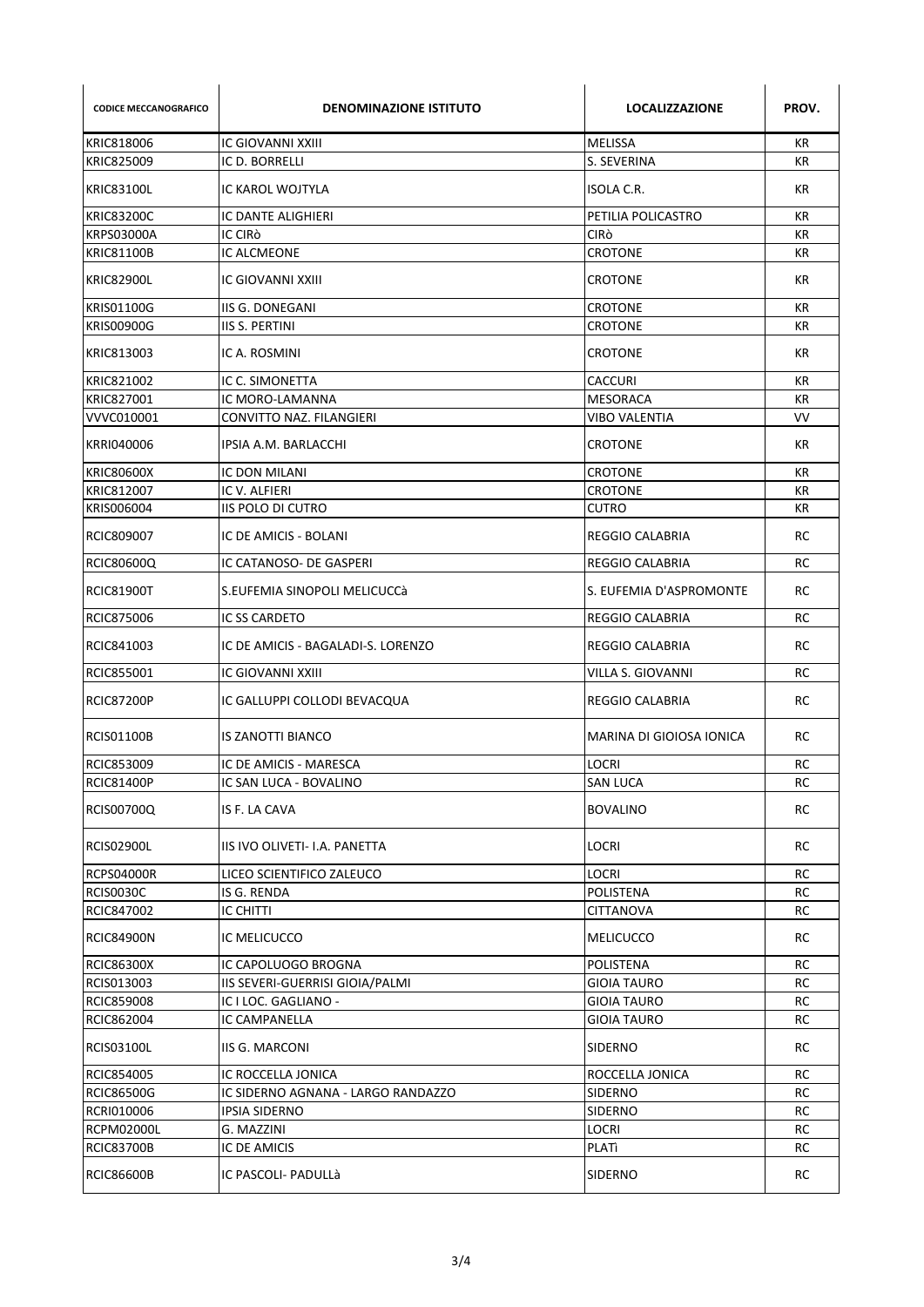| CODICE MECCANOGRAFICO | DENOMINAZIONE ISTITUTO | LOCALIZZAZIONE | PROV. |
|---|---|---|---|
| KRIC818006 | IC GIOVANNI XXIII | MELISSA | KR |
| KRIC825009 | IC D. BORRELLI | S. SEVERINA | KR |
| KRIC83100L | IC KAROL WOJTYLA | ISOLA C.R. | KR |
| KRIC83200C | IC DANTE ALIGHIERI | PETILIA POLICASTRO | KR |
| KRPS03000A | IC CIRò | CIRò | KR |
| KRIC81100B | IC ALCMEONE | CROTONE | KR |
| KRIC82900L | IC GIOVANNI XXIII | CROTONE | KR |
| KRIS01100G | IIS G. DONEGANI | CROTONE | KR |
| KRIS00900G | IIS S. PERTINI | CROTONE | KR |
| KRIC813003 | IC A. ROSMINI | CROTONE | KR |
| KRIC821002 | IC C. SIMONETTA | CACCURI | KR |
| KRIC827001 | IC MORO-LAMANNA | MESORACA | KR |
| VVVC010001 | CONVITTO NAZ. FILANGIERI | VIBO VALENTIA | VV |
| KRRI040006 | IPSIA A.M. BARLACCHI | CROTONE | KR |
| KRIC80600X | IC DON MILANI | CROTONE | KR |
| KRIC812007 | IC V. ALFIERI | CROTONE | KR |
| KRIS006004 | IIS POLO DI CUTRO | CUTRO | KR |
| RCIC809007 | IC DE AMICIS - BOLANI | REGGIO CALABRIA | RC |
| RCIC80600Q | IC CATANOSO- DE GASPERI | REGGIO CALABRIA | RC |
| RCIC81900T | S.EUFEMIA SINOPOLI MELICUCCà | S. EUFEMIA D'ASPROMONTE | RC |
| RCIC875006 | IC SS CARDETO | REGGIO CALABRIA | RC |
| RCIC841003 | IC DE AMICIS - BAGALADI-S. LORENZO | REGGIO CALABRIA | RC |
| RCIC855001 | IC GIOVANNI XXIII | VILLA S. GIOVANNI | RC |
| RCIC87200P | IC GALLUPPI COLLODI BEVACQUA | REGGIO CALABRIA | RC |
| RCIS01100B | IS ZANOTTI BIANCO | MARINA DI GIOIOSA IONICA | RC |
| RCIC853009 | IC DE AMICIS - MARESCA | LOCRI | RC |
| RCIC81400P | IC SAN LUCA - BOVALINO | SAN LUCA | RC |
| RCIS00700Q | IS F. LA CAVA | BOVALINO | RC |
| RCIS02900L | IIS IVO OLIVETI- I.A. PANETTA | LOCRI | RC |
| RCPS04000R | LICEO SCIENTIFICO ZALEUCO | LOCRI | RC |
| RCIS0030C | IS G. RENDA | POLISTENA | RC |
| RCIC847002 | IC CHITTI | CITTANOVA | RC |
| RCIC84900N | IC MELICUCCO | MELICUCCO | RC |
| RCIC86300X | IC CAPOLUOGO BROGNA | POLISTENA | RC |
| RCIS013003 | IIS SEVERI-GUERRISI GIOIA/PALMI | GIOIA TAURO | RC |
| RCIC859008 | IC I LOC. GAGLIANO - | GIOIA TAURO | RC |
| RCIC862004 | IC CAMPANELLA | GIOIA TAURO | RC |
| RCIS03100L | IIS G. MARCONI | SIDERNO | RC |
| RCIC854005 | IC ROCCELLA JONICA | ROCCELLA JONICA | RC |
| RCIC86500G | IC SIDERNO AGNANA - LARGO RANDAZZO | SIDERNO | RC |
| RCRI010006 | IPSIA SIDERNO | SIDERNO | RC |
| RCPM02000L | G. MAZZINI | LOCRI | RC |
| RCIC83700B | IC DE AMICIS | PLATì | RC |
| RCIC86600B | IC PASCOLI- PADULLà | SIDERNO | RC |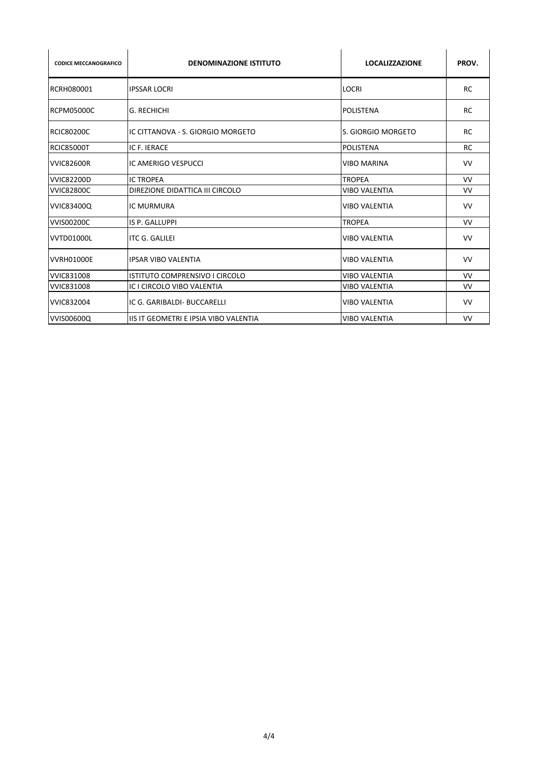| CODICE MECCANOGRAFICO | DENOMINAZIONE ISTITUTO | LOCALIZZAZIONE | PROV. |
|---|---|---|---|
| RCRH080001 | IPSSAR LOCRI | LOCRI | RC |
| RCPM05000C | G. RECHICHI | POLISTENA | RC |
| RCIC80200C | IC CITTANOVA - S. GIORGIO MORGETO | S. GIORGIO MORGETO | RC |
| RCIC85000T | IC F. IERACE | POLISTENA | RC |
| VVIC82600R | IC AMERIGO VESPUCCI | VIBO MARINA | VV |
| VVIC82200D | IC TROPEA | TROPEA | VV |
| VVIC82800C | DIREZIONE DIDATTICA III CIRCOLO | VIBO VALENTIA | VV |
| VVIC83400Q | IC MURMURA | VIBO VALENTIA | VV |
| VVIS00200C | IS P. GALLUPPI | TROPEA | VV |
| VVTD01000L | ITC G. GALILEI | VIBO VALENTIA | VV |
| VVRH01000E | IPSAR VIBO VALENTIA | VIBO VALENTIA | VV |
| VVIC831008 | ISTITUTO COMPRENSIVO I CIRCOLO | VIBO VALENTIA | VV |
| VVIC831008 | IC I CIRCOLO VIBO VALENTIA | VIBO VALENTIA | VV |
| VVIC832004 | IC G. GARIBALDI- BUCCARELLI | VIBO VALENTIA | VV |
| VVIS00600Q | IIS IT GEOMETRI E IPSIA VIBO VALENTIA | VIBO VALENTIA | VV |